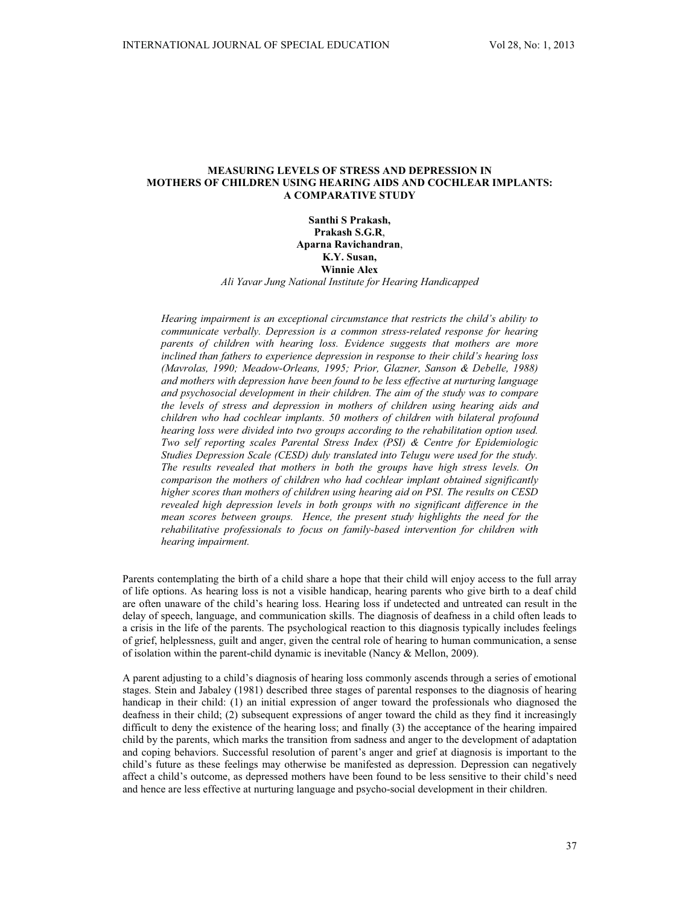# MEASURING LEVELS OF STRESS AND DEPRESSION IN MOTHERS OF CHILDREN USING HEARING AIDS AND COCHLEAR IMPLANTS: A COMPARATIVE STUDY

**Santhi S Prakash,**
**Prakash S.G.R**,
**Aparna Ravichandran**,
**K.Y. Susan,**
**Winnie Alex**

*Ali Yavar Jung National Institute for Hearing Handicapped*

*Hearing impairment is an exceptional circumstance that restricts the child's ability to communicate verbally. Depression is a common stress-related response for hearing parents of children with hearing loss. Evidence suggests that mothers are more inclined than fathers to experience depression in response to their child's hearing loss (Mavrolas, 1990; Meadow-Orleans, 1995; Prior, Glazner, Sanson & Debelle, 1988) and mothers with depression have been found to be less effective at nurturing language and psychosocial development in their children. The aim of the study was to compare the levels of stress and depression in mothers of children using hearing aids and children who had cochlear implants. 50 mothers of children with bilateral profound hearing loss were divided into two groups according to the rehabilitation option used. Two self reporting scales Parental Stress Index (PSI) & Centre for Epidemiologic Studies Depression Scale (CESD) duly translated into Telugu were used for the study. The results revealed that mothers in both the groups have high stress levels. On comparison the mothers of children who had cochlear implant obtained significantly higher scores than mothers of children using hearing aid on PSI. The results on CESD revealed high depression levels in both groups with no significant difference in the mean scores between groups. Hence, the present study highlights the need for the rehabilitative professionals to focus on family-based intervention for children with hearing impairment.*

Parents contemplating the birth of a child share a hope that their child will enjoy access to the full array of life options. As hearing loss is not a visible handicap, hearing parents who give birth to a deaf child are often unaware of the child's hearing loss. Hearing loss if undetected and untreated can result in the delay of speech, language, and communication skills. The diagnosis of deafness in a child often leads to a crisis in the life of the parents. The psychological reaction to this diagnosis typically includes feelings of grief, helplessness, guilt and anger, given the central role of hearing to human communication, a sense of isolation within the parent-child dynamic is inevitable (Nancy & Mellon, 2009).

A parent adjusting to a child's diagnosis of hearing loss commonly ascends through a series of emotional stages. Stein and Jabaley (1981) described three stages of parental responses to the diagnosis of hearing handicap in their child: (1) an initial expression of anger toward the professionals who diagnosed the deafness in their child; (2) subsequent expressions of anger toward the child as they find it increasingly difficult to deny the existence of the hearing loss; and finally (3) the acceptance of the hearing impaired child by the parents, which marks the transition from sadness and anger to the development of adaptation and coping behaviors. Successful resolution of parent's anger and grief at diagnosis is important to the child's future as these feelings may otherwise be manifested as depression. Depression can negatively affect a child's outcome, as depressed mothers have been found to be less sensitive to their child's need and hence are less effective at nurturing language and psycho-social development in their children.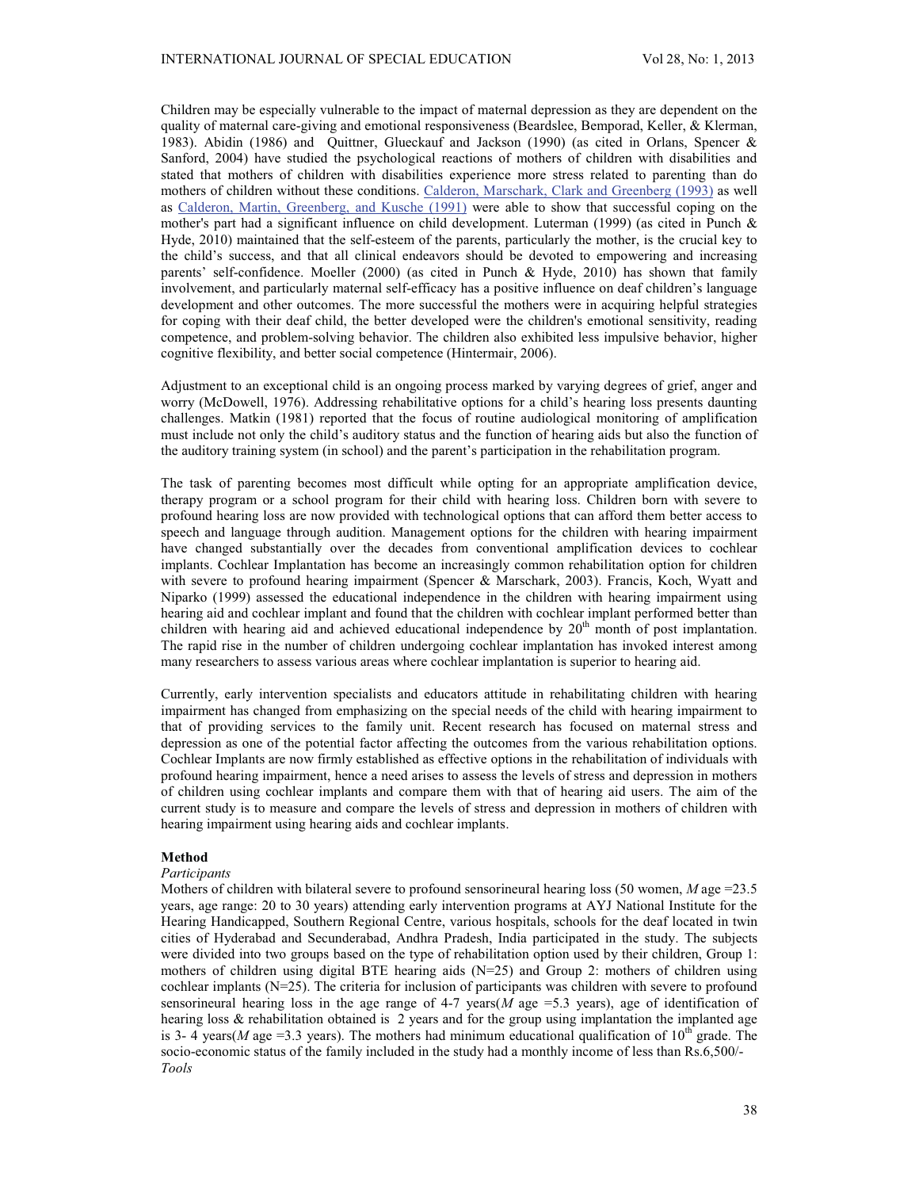Children may be especially vulnerable to the impact of maternal depression as they are dependent on the quality of maternal care-giving and emotional responsiveness (Beardslee, Bemporad, Keller, & Klerman, 1983). Abidin (1986) and Quittner, Glueckauf and Jackson (1990) (as cited in Orlans, Spencer & Sanford, 2004) have studied the psychological reactions of mothers of children with disabilities and stated that mothers of children with disabilities experience more stress related to parenting than do mothers of children without these conditions. Calderon, Marschark, Clark and Greenberg (1993) as well as Calderon, Martin, Greenberg, and Kusche (1991) were able to show that successful coping on the mother's part had a significant influence on child development. Luterman (1999) (as cited in Punch & Hyde, 2010) maintained that the self-esteem of the parents, particularly the mother, is the crucial key to the child's success, and that all clinical endeavors should be devoted to empowering and increasing parents' self-confidence. Moeller (2000) (as cited in Punch & Hyde, 2010) has shown that family involvement, and particularly maternal self-efficacy has a positive influence on deaf children's language development and other outcomes. The more successful the mothers were in acquiring helpful strategies for coping with their deaf child, the better developed were the children's emotional sensitivity, reading competence, and problem-solving behavior. The children also exhibited less impulsive behavior, higher cognitive flexibility, and better social competence (Hintermair, 2006).

Adjustment to an exceptional child is an ongoing process marked by varying degrees of grief, anger and worry (McDowell, 1976). Addressing rehabilitative options for a child's hearing loss presents daunting challenges. Matkin (1981) reported that the focus of routine audiological monitoring of amplification must include not only the child's auditory status and the function of hearing aids but also the function of the auditory training system (in school) and the parent's participation in the rehabilitation program.

The task of parenting becomes most difficult while opting for an appropriate amplification device, therapy program or a school program for their child with hearing loss. Children born with severe to profound hearing loss are now provided with technological options that can afford them better access to speech and language through audition. Management options for the children with hearing impairment have changed substantially over the decades from conventional amplification devices to cochlear implants. Cochlear Implantation has become an increasingly common rehabilitation option for children with severe to profound hearing impairment (Spencer & Marschark, 2003). Francis, Koch, Wyatt and Niparko (1999) assessed the educational independence in the children with hearing impairment using hearing aid and cochlear implant and found that the children with cochlear implant performed better than children with hearing aid and achieved educational independence by 20th month of post implantation. The rapid rise in the number of children undergoing cochlear implantation has invoked interest among many researchers to assess various areas where cochlear implantation is superior to hearing aid.

Currently, early intervention specialists and educators attitude in rehabilitating children with hearing impairment has changed from emphasizing on the special needs of the child with hearing impairment to that of providing services to the family unit. Recent research has focused on maternal stress and depression as one of the potential factor affecting the outcomes from the various rehabilitation options. Cochlear Implants are now firmly established as effective options in the rehabilitation of individuals with profound hearing impairment, hence a need arises to assess the levels of stress and depression in mothers of children using cochlear implants and compare them with that of hearing aid users. The aim of the current study is to measure and compare the levels of stress and depression in mothers of children with hearing impairment using hearing aids and cochlear implants.

## Method

*Participants*

Mothers of children with bilateral severe to profound sensorineural hearing loss (50 women, *M* age =23.5 years, age range: 20 to 30 years) attending early intervention programs at AYJ National Institute for the Hearing Handicapped, Southern Regional Centre, various hospitals, schools for the deaf located in twin cities of Hyderabad and Secunderabad, Andhra Pradesh, India participated in the study. The subjects were divided into two groups based on the type of rehabilitation option used by their children, Group 1: mothers of children using digital BTE hearing aids (N=25) and Group 2: mothers of children using cochlear implants (N=25). The criteria for inclusion of participants was children with severe to profound sensorineural hearing loss in the age range of 4-7 years(*M* age =5.3 years), age of identification of hearing loss & rehabilitation obtained is 2 years and for the group using implantation the implanted age is 3- 4 years(*M* age =3.3 years). The mothers had minimum educational qualification of 10th grade. The socio-economic status of the family included in the study had a monthly income of less than Rs.6,500/-

*Tools*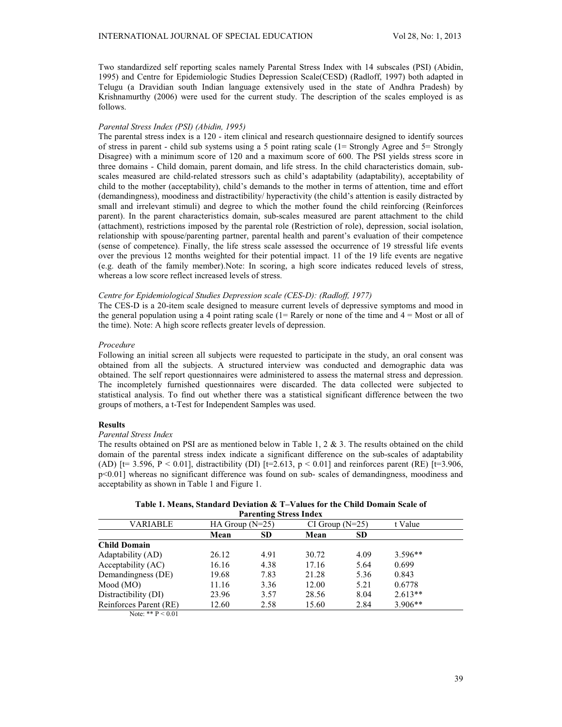Two standardized self reporting scales namely Parental Stress Index with 14 subscales (PSI) (Abidin, 1995) and Centre for Epidemiologic Studies Depression Scale(CESD) (Radloff, 1997) both adapted in Telugu (a Dravidian south Indian language extensively used in the state of Andhra Pradesh) by Krishnamurthy (2006) were used for the current study. The description of the scales employed is as follows.

*Parental Stress Index (PSI) (Abidin, 1995)*

The parental stress index is a 120 - item clinical and research questionnaire designed to identify sources of stress in parent - child sub systems using a 5 point rating scale (1= Strongly Agree and 5= Strongly Disagree) with a minimum score of 120 and a maximum score of 600. The PSI yields stress score in three domains - Child domain, parent domain, and life stress. In the child characteristics domain, sub-scales measured are child-related stressors such as child's adaptability (adaptability), acceptability of child to the mother (acceptability), child's demands to the mother in terms of attention, time and effort (demandingness), moodiness and distractibility/ hyperactivity (the child's attention is easily distracted by small and irrelevant stimuli) and degree to which the mother found the child reinforcing (Reinforces parent). In the parent characteristics domain, sub-scales measured are parent attachment to the child (attachment), restrictions imposed by the parental role (Restriction of role), depression, social isolation, relationship with spouse/parenting partner, parental health and parent's evaluation of their competence (sense of competence). Finally, the life stress scale assessed the occurrence of 19 stressful life events over the previous 12 months weighted for their potential impact. 11 of the 19 life events are negative (e.g. death of the family member).Note: In scoring, a high score indicates reduced levels of stress, whereas a low score reflect increased levels of stress.

*Centre for Epidemiological Studies Depression scale (CES-D): (Radloff, 1977)*

The CES-D is a 20-item scale designed to measure current levels of depressive symptoms and mood in the general population using a 4 point rating scale (1= Rarely or none of the time and 4 = Most or all of the time). Note: A high score reflects greater levels of depression.

*Procedure*

Following an initial screen all subjects were requested to participate in the study, an oral consent was obtained from all the subjects. A structured interview was conducted and demographic data was obtained. The self report questionnaires were administered to assess the maternal stress and depression. The incompletely furnished questionnaires were discarded. The data collected were subjected to statistical analysis. To find out whether there was a statistical significant difference between the two groups of mothers, a t-Test for Independent Samples was used.

**Results**

*Parental Stress Index*

The results obtained on PSI are as mentioned below in Table 1, 2 & 3. The results obtained on the child domain of the parental stress index indicate a significant difference on the sub-scales of adaptability (AD) [$t = 3.596$, $P < 0.01$], distractibility (DI) [$t=2.613$, $p < 0.01$] and reinforces parent (RE) [$t=3.906$, $p<0.01$] whereas no significant difference was found on sub- scales of demandingness, moodiness and acceptability as shown in Table 1 and Figure 1.

**Table 1. Means, Standard Deviation & T–Values for the Child Domain Scale of Parenting Stress Index**

| VARIABLE | HA Group (N=25) | | CI Group (N=25) | | t Value |
|---|---|---|---|---|---|
| | **Mean** | **SD** | **Mean** | **SD** | |
| **Child Domain** | | | | | |
| Adaptability (AD) | 26.12 | 4.91 | 30.72 | 4.09 | 3.596** |
| Acceptability (AC) | 16.16 | 4.38 | 17.16 | 5.64 | 0.699 |
| Demandingness (DE) | 19.68 | 7.83 | 21.28 | 5.36 | 0.843 |
| Mood (MO) | 11.16 | 3.36 | 12.00 | 5.21 | 0.6778 |
| Distractibility (DI) | 23.96 | 3.57 | 28.56 | 8.04 | 2.613** |
| Reinforces Parent (RE) | 12.60 | 2.58 | 15.60 | 2.84 | 3.906** |

Note: ** $P < 0.01$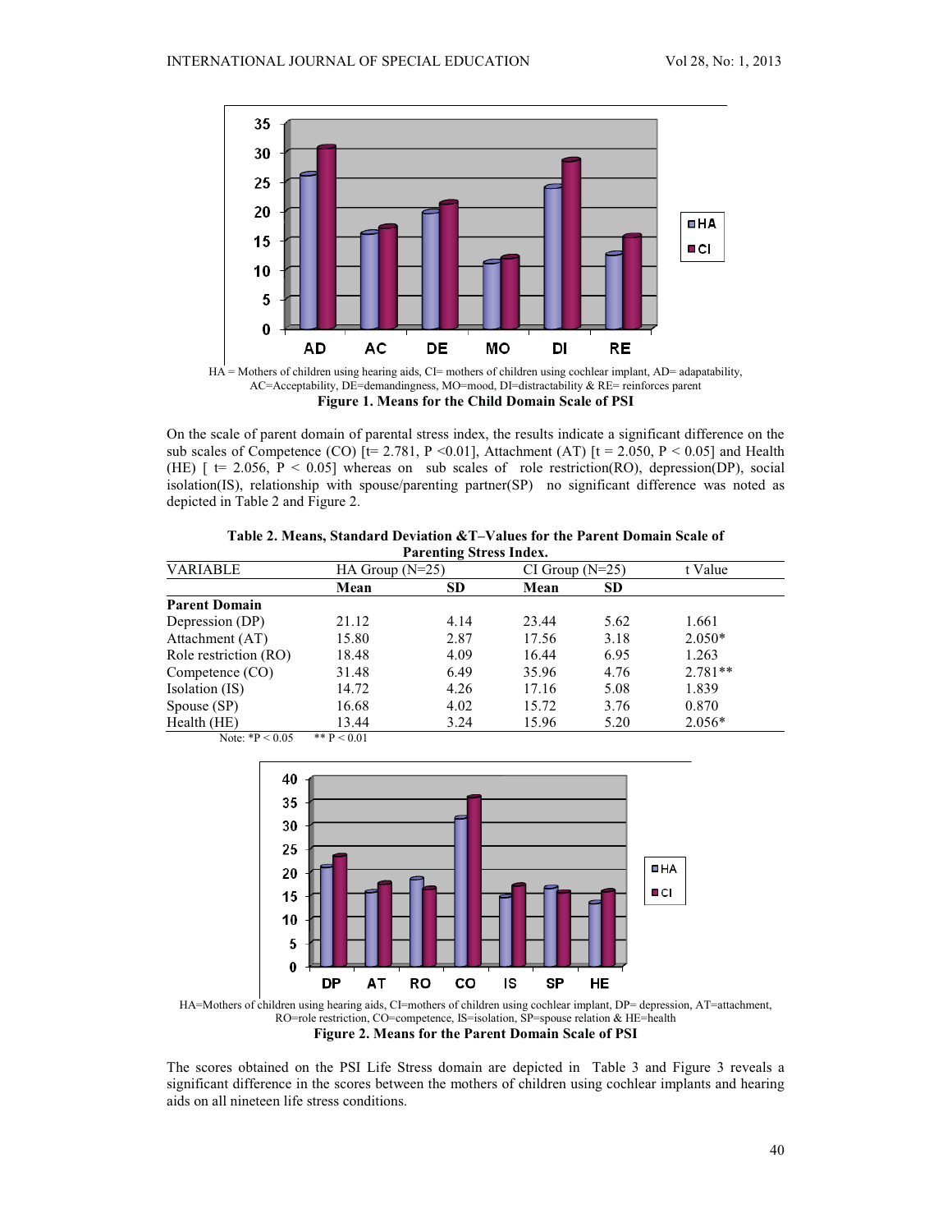HA = Mothers of children using hearing aids, CI= mothers of children using cochlear implant, AD= adapatability, AC=Acceptability, DE=demandingness, MO=mood, DI=distractability & RE= reinforces parent

**Figure 1. Means for the Child Domain Scale of PSI**

On the scale of parent domain of parental stress index, the results indicate a significant difference on the sub scales of Competence (CO) [t= 2.781, P <0.01], Attachment (AT) [t = 2.050, P < 0.05] and Health (HE) [ t= 2.056, P < 0.05] whereas on sub scales of role restriction(RO), depression(DP), social isolation(IS), relationship with spouse/parenting partner(SP) no significant difference was noted as depicted in Table 2 and Figure 2.

**Table 2. Means, Standard Deviation &T–Values for the Parent Domain Scale of Parenting Stress Index.**

| VARIABLE | HA Group (N=25) | | CI Group (N=25) | | t Value |
|---|---|---|---|---|---|
| | **Mean** | **SD** | **Mean** | **SD** | |
| **Parent Domain** | | | | | |
| Depression (DP) | 21.12 | 4.14 | 23.44 | 5.62 | 1.661 |
| Attachment (AT) | 15.80 | 2.87 | 17.56 | 3.18 | 2.050* |
| Role restriction (RO) | 18.48 | 4.09 | 16.44 | 6.95 | 1.263 |
| Competence (CO) | 31.48 | 6.49 | 35.96 | 4.76 | 2.781** |
| Isolation (IS) | 14.72 | 4.26 | 17.16 | 5.08 | 1.839 |
| Spouse (SP) | 16.68 | 4.02 | 15.72 | 3.76 | 0.870 |
| Health (HE) | 13.44 | 3.24 | 15.96 | 5.20 | 2.056* |

Note: *P < 0.05 ** P < 0.01

HA=Mothers of children using hearing aids, CI=mothers of children using cochlear implant, DP= depression, AT=attachment, RO=role restriction, CO=competence, IS=isolation, SP=spouse relation & HE=health

**Figure 2. Means for the Parent Domain Scale of PSI**

The scores obtained on the PSI Life Stress domain are depicted in Table 3 and Figure 3 reveals a significant difference in the scores between the mothers of children using cochlear implants and hearing aids on all nineteen life stress conditions.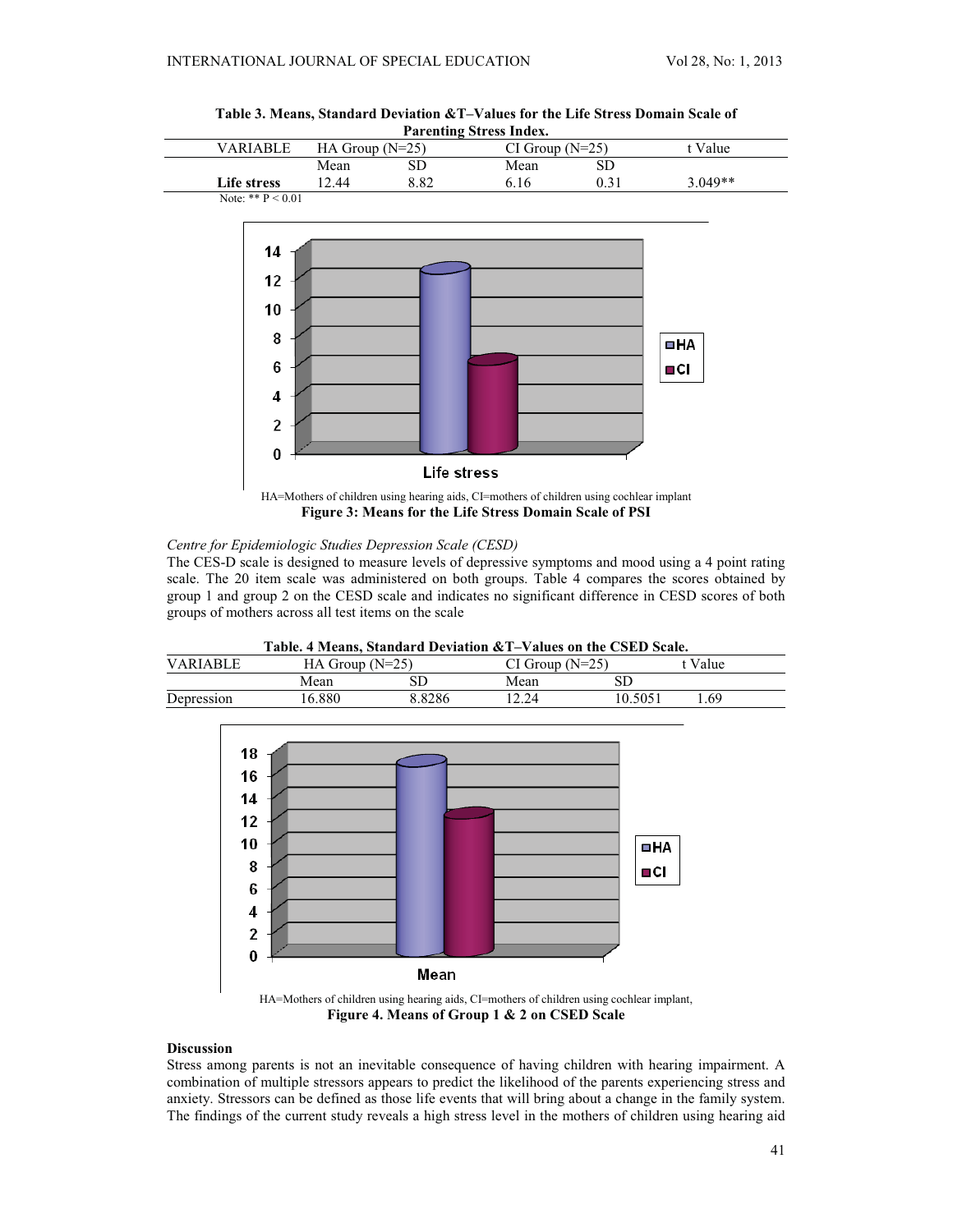**Table 3. Means, Standard Deviation &T–Values for the Life Stress Domain Scale of Parenting Stress Index.**

| VARIABLE | HA Group (N=25) | | CI Group (N=25) | | t Value |
|---|---|---|---|---|---|
| | Mean | SD | Mean | SD | |
| **Life stress** | 12.44 | 8.82 | 6.16 | 0.31 | 3.049** |

Note: ** $P < 0.01$

HA=Mothers of children using hearing aids, CI=mothers of children using cochlear implant

**Figure 3: Means for the Life Stress Domain Scale of PSI**

*Centre for Epidemiologic Studies Depression Scale (CESD)*

The CES-D scale is designed to measure levels of depressive symptoms and mood using a 4 point rating scale. The 20 item scale was administered on both groups. Table 4 compares the scores obtained by group 1 and group 2 on the CESD scale and indicates no significant difference in CESD scores of both groups of mothers across all test items on the scale

**Table. 4 Means, Standard Deviation &T–Values on the CSED Scale.**

| VARIABLE | HA Group (N=25) | | CI Group (N=25) | | t Value |
|---|---|---|---|---|---|
| | Mean | SD | Mean | SD | |
| Depression | 16.880 | 8.8286 | 12.24 | 10.5051 | 1.69 |

HA=Mothers of children using hearing aids, CI=mothers of children using cochlear implant,

**Figure 4. Means of Group 1 & 2 on CSED Scale**

**Discussion**

Stress among parents is not an inevitable consequence of having children with hearing impairment. A combination of multiple stressors appears to predict the likelihood of the parents experiencing stress and anxiety. Stressors can be defined as those life events that will bring about a change in the family system. The findings of the current study reveals a high stress level in the mothers of children using hearing aid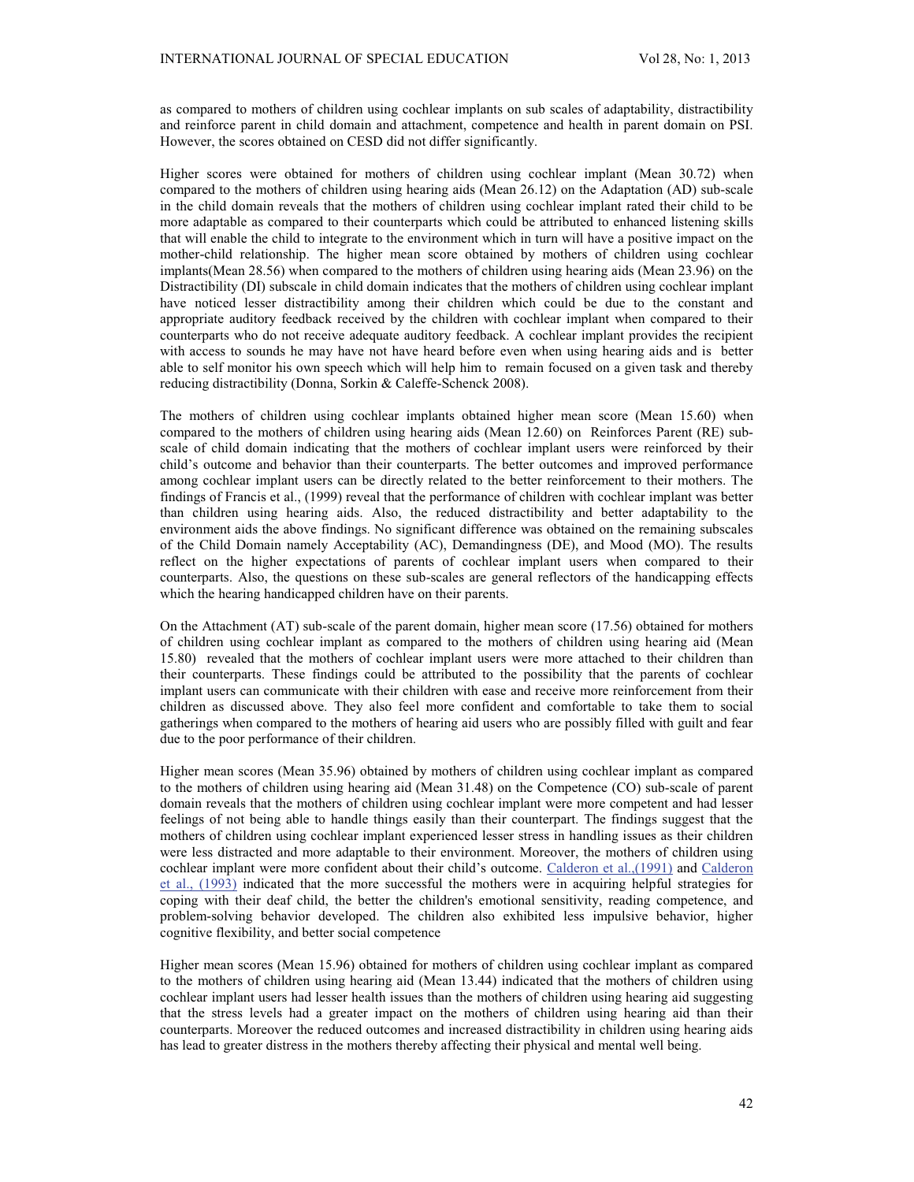as compared to mothers of children using cochlear implants on sub scales of adaptability, distractibility and reinforce parent in child domain and attachment, competence and health in parent domain on PSI. However, the scores obtained on CESD did not differ significantly.

Higher scores were obtained for mothers of children using cochlear implant (Mean 30.72) when compared to the mothers of children using hearing aids (Mean 26.12) on the Adaptation (AD) sub-scale in the child domain reveals that the mothers of children using cochlear implant rated their child to be more adaptable as compared to their counterparts which could be attributed to enhanced listening skills that will enable the child to integrate to the environment which in turn will have a positive impact on the mother-child relationship. The higher mean score obtained by mothers of children using cochlear implants(Mean 28.56) when compared to the mothers of children using hearing aids (Mean 23.96) on the Distractibility (DI) subscale in child domain indicates that the mothers of children using cochlear implant have noticed lesser distractibility among their children which could be due to the constant and appropriate auditory feedback received by the children with cochlear implant when compared to their counterparts who do not receive adequate auditory feedback. A cochlear implant provides the recipient with access to sounds he may have not have heard before even when using hearing aids and is better able to self monitor his own speech which will help him to remain focused on a given task and thereby reducing distractibility (Donna, Sorkin & Caleffe-Schenck 2008).

The mothers of children using cochlear implants obtained higher mean score (Mean 15.60) when compared to the mothers of children using hearing aids (Mean 12.60) on Reinforces Parent (RE) sub-scale of child domain indicating that the mothers of cochlear implant users were reinforced by their child's outcome and behavior than their counterparts. The better outcomes and improved performance among cochlear implant users can be directly related to the better reinforcement to their mothers. The findings of Francis et al., (1999) reveal that the performance of children with cochlear implant was better than children using hearing aids. Also, the reduced distractibility and better adaptability to the environment aids the above findings. No significant difference was obtained on the remaining subscales of the Child Domain namely Acceptability (AC), Demandingness (DE), and Mood (MO). The results reflect on the higher expectations of parents of cochlear implant users when compared to their counterparts. Also, the questions on these sub-scales are general reflectors of the handicapping effects which the hearing handicapped children have on their parents.

On the Attachment (AT) sub-scale of the parent domain, higher mean score (17.56) obtained for mothers of children using cochlear implant as compared to the mothers of children using hearing aid (Mean 15.80) revealed that the mothers of cochlear implant users were more attached to their children than their counterparts. These findings could be attributed to the possibility that the parents of cochlear implant users can communicate with their children with ease and receive more reinforcement from their children as discussed above. They also feel more confident and comfortable to take them to social gatherings when compared to the mothers of hearing aid users who are possibly filled with guilt and fear due to the poor performance of their children.

Higher mean scores (Mean 35.96) obtained by mothers of children using cochlear implant as compared to the mothers of children using hearing aid (Mean 31.48) on the Competence (CO) sub-scale of parent domain reveals that the mothers of children using cochlear implant were more competent and had lesser feelings of not being able to handle things easily than their counterpart. The findings suggest that the mothers of children using cochlear implant experienced lesser stress in handling issues as their children were less distracted and more adaptable to their environment. Moreover, the mothers of children using cochlear implant were more confident about their child's outcome. Calderon et al.,(1991) and Calderon et al., (1993) indicated that the more successful the mothers were in acquiring helpful strategies for coping with their deaf child, the better the children's emotional sensitivity, reading competence, and problem-solving behavior developed. The children also exhibited less impulsive behavior, higher cognitive flexibility, and better social competence

Higher mean scores (Mean 15.96) obtained for mothers of children using cochlear implant as compared to the mothers of children using hearing aid (Mean 13.44) indicated that the mothers of children using cochlear implant users had lesser health issues than the mothers of children using hearing aid suggesting that the stress levels had a greater impact on the mothers of children using hearing aid than their counterparts. Moreover the reduced outcomes and increased distractibility in children using hearing aids has lead to greater distress in the mothers thereby affecting their physical and mental well being.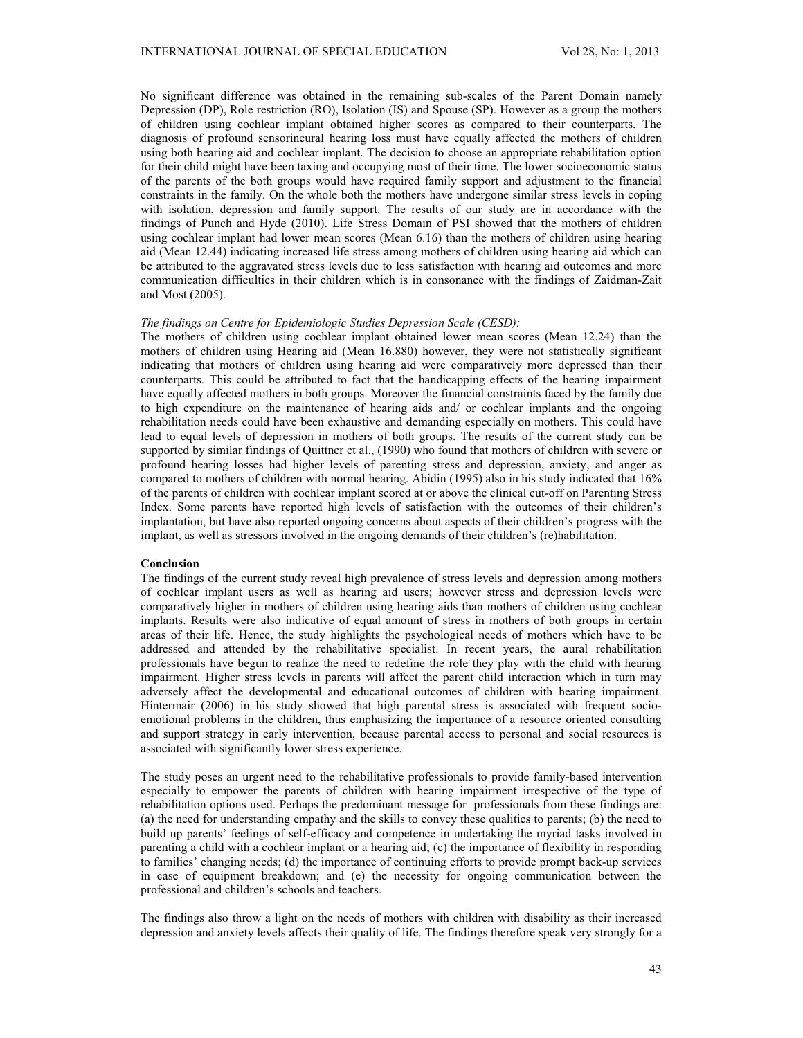No significant difference was obtained in the remaining sub-scales of the Parent Domain namely Depression (DP), Role restriction (RO), Isolation (IS) and Spouse (SP). However as a group the mothers of children using cochlear implant obtained higher scores as compared to their counterparts. The diagnosis of profound sensorineural hearing loss must have equally affected the mothers of children using both hearing aid and cochlear implant. The decision to choose an appropriate rehabilitation option for their child might have been taxing and occupying most of their time. The lower socioeconomic status of the parents of the both groups would have required family support and adjustment to the financial constraints in the family. On the whole both the mothers have undergone similar stress levels in coping with isolation, depression and family support. The results of our study are in accordance with the findings of Punch and Hyde (2010). Life Stress Domain of PSI showed that the mothers of children using cochlear implant had lower mean scores (Mean 6.16) than the mothers of children using hearing aid (Mean 12.44) indicating increased life stress among mothers of children using hearing aid which can be attributed to the aggravated stress levels due to less satisfaction with hearing aid outcomes and more communication difficulties in their children which is in consonance with the findings of Zaidman-Zait and Most (2005).

*The findings on Centre for Epidemiologic Studies Depression Scale (CESD):*

The mothers of children using cochlear implant obtained lower mean scores (Mean 12.24) than the mothers of children using Hearing aid (Mean 16.880) however, they were not statistically significant indicating that mothers of children using hearing aid were comparatively more depressed than their counterparts. This could be attributed to fact that the handicapping effects of the hearing impairment have equally affected mothers in both groups. Moreover the financial constraints faced by the family due to high expenditure on the maintenance of hearing aids and/ or cochlear implants and the ongoing rehabilitation needs could have been exhaustive and demanding especially on mothers. This could have lead to equal levels of depression in mothers of both groups. The results of the current study can be supported by similar findings of Quittner et al., (1990) who found that mothers of children with severe or profound hearing losses had higher levels of parenting stress and depression, anxiety, and anger as compared to mothers of children with normal hearing. Abidin (1995) also in his study indicated that 16% of the parents of children with cochlear implant scored at or above the clinical cut-off on Parenting Stress Index. Some parents have reported high levels of satisfaction with the outcomes of their children's implantation, but have also reported ongoing concerns about aspects of their children's progress with the implant, as well as stressors involved in the ongoing demands of their children's (re)habilitation.

**Conclusion**

The findings of the current study reveal high prevalence of stress levels and depression among mothers of cochlear implant users as well as hearing aid users; however stress and depression levels were comparatively higher in mothers of children using hearing aids than mothers of children using cochlear implants. Results were also indicative of equal amount of stress in mothers of both groups in certain areas of their life. Hence, the study highlights the psychological needs of mothers which have to be addressed and attended by the rehabilitative specialist. In recent years, the aural rehabilitation professionals have begun to realize the need to redefine the role they play with the child with hearing impairment. Higher stress levels in parents will affect the parent child interaction which in turn may adversely affect the developmental and educational outcomes of children with hearing impairment. Hintermair (2006) in his study showed that high parental stress is associated with frequent socio-emotional problems in the children, thus emphasizing the importance of a resource oriented consulting and support strategy in early intervention, because parental access to personal and social resources is associated with significantly lower stress experience.

The study poses an urgent need to the rehabilitative professionals to provide family-based intervention especially to empower the parents of children with hearing impairment irrespective of the type of rehabilitation options used. Perhaps the predominant message for professionals from these findings are: (a) the need for understanding empathy and the skills to convey these qualities to parents; (b) the need to build up parents' feelings of self-efficacy and competence in undertaking the myriad tasks involved in parenting a child with a cochlear implant or a hearing aid; (c) the importance of flexibility in responding to families' changing needs; (d) the importance of continuing efforts to provide prompt back-up services in case of equipment breakdown; and (e) the necessity for ongoing communication between the professional and children's schools and teachers.

The findings also throw a light on the needs of mothers with children with disability as their increased depression and anxiety levels affects their quality of life. The findings therefore speak very strongly for a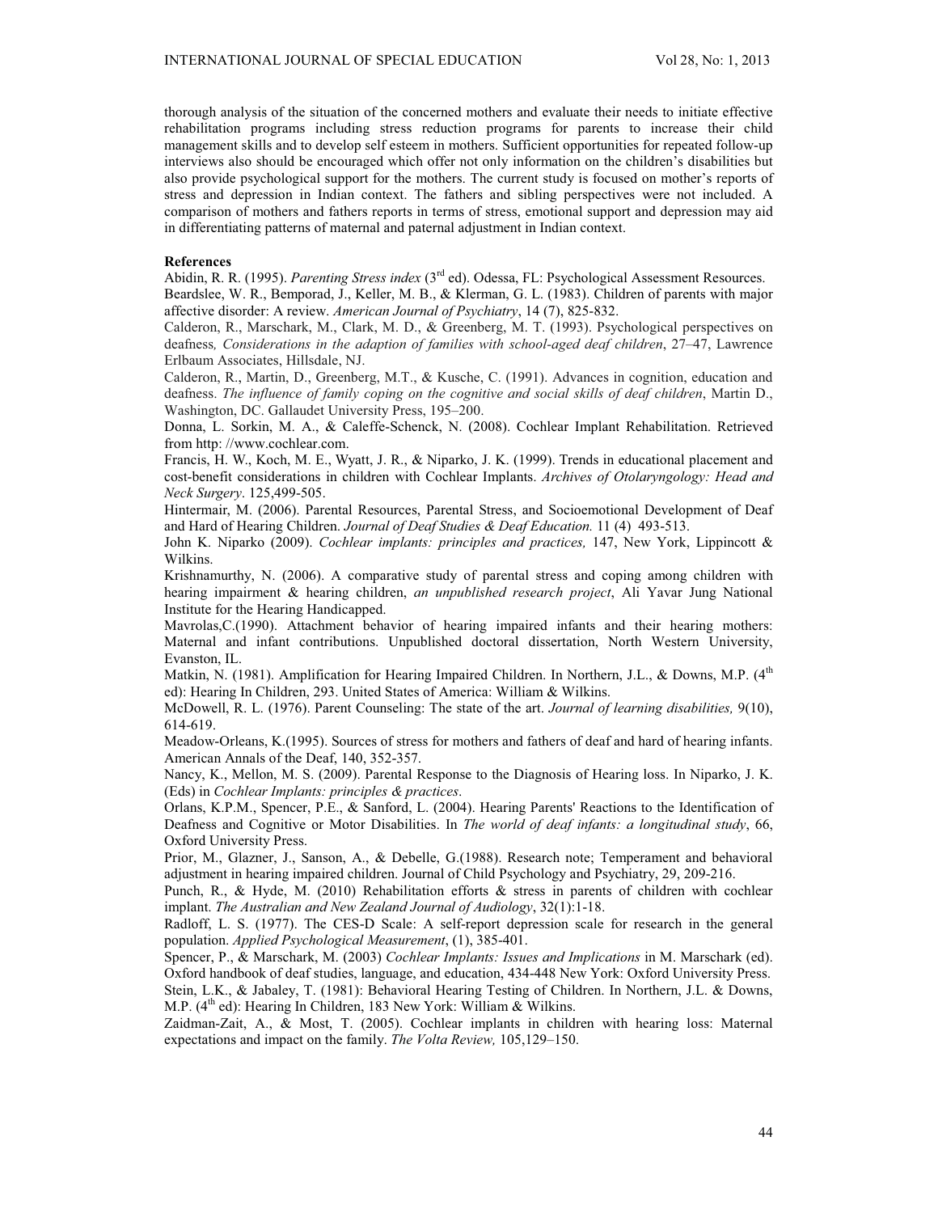thorough analysis of the situation of the concerned mothers and evaluate their needs to initiate effective rehabilitation programs including stress reduction programs for parents to increase their child management skills and to develop self esteem in mothers. Sufficient opportunities for repeated follow-up interviews also should be encouraged which offer not only information on the children's disabilities but also provide psychological support for the mothers. The current study is focused on mother's reports of stress and depression in Indian context. The fathers and sibling perspectives were not included. A comparison of mothers and fathers reports in terms of stress, emotional support and depression may aid in differentiating patterns of maternal and paternal adjustment in Indian context.

**References**

Abidin, R. R. (1995). *Parenting Stress index* (3rd ed). Odessa, FL: Psychological Assessment Resources.

Beardslee, W. R., Bemporad, J., Keller, M. B., & Klerman, G. L. (1983). Children of parents with major affective disorder: A review. *American Journal of Psychiatry*, 14 (7), 825-832.

Calderon, R., Marschark, M., Clark, M. D., & Greenberg, M. T. (1993). Psychological perspectives on deafness*, Considerations in the adaption of families with school-aged deaf children*, 27–47, Lawrence Erlbaum Associates, Hillsdale, NJ.

Calderon, R., Martin, D., Greenberg, M.T., & Kusche, C. (1991). Advances in cognition, education and deafness. *The influence of family coping on the cognitive and social skills of deaf children*, Martin D., Washington, DC. Gallaudet University Press, 195–200.

Donna, L. Sorkin, M. A., & Caleffe-Schenck, N. (2008). Cochlear Implant Rehabilitation. Retrieved from http: //www.cochlear.com.

Francis, H. W., Koch, M. E., Wyatt, J. R., & Niparko, J. K. (1999). Trends in educational placement and cost-benefit considerations in children with Cochlear Implants. *Archives of Otolaryngology: Head and Neck Surgery*. 125,499-505.

Hintermair, M. (2006). Parental Resources, Parental Stress, and Socioemotional Development of Deaf and Hard of Hearing Children. *Journal of Deaf Studies & Deaf Education.* 11 (4) 493-513.

John K. Niparko (2009). *Cochlear implants: principles and practices,* 147, New York, Lippincott & Wilkins.

Krishnamurthy, N. (2006). A comparative study of parental stress and coping among children with hearing impairment & hearing children, *an unpublished research project*, Ali Yavar Jung National Institute for the Hearing Handicapped.

Mavrolas,C.(1990). Attachment behavior of hearing impaired infants and their hearing mothers: Maternal and infant contributions. Unpublished doctoral dissertation, North Western University, Evanston, IL.

Matkin, N. (1981). Amplification for Hearing Impaired Children. In Northern, J.L., & Downs, M.P. (4th ed): Hearing In Children, 293. United States of America: William & Wilkins.

McDowell, R. L. (1976). Parent Counseling: The state of the art. *Journal of learning disabilities,* 9(10), 614-619.

Meadow-Orleans, K.(1995). Sources of stress for mothers and fathers of deaf and hard of hearing infants. American Annals of the Deaf, 140, 352-357.

Nancy, K., Mellon, M. S. (2009). Parental Response to the Diagnosis of Hearing loss. In Niparko, J. K. (Eds) in *Cochlear Implants: principles & practices*.

Orlans, K.P.M., Spencer, P.E., & Sanford, L. (2004). Hearing Parents' Reactions to the Identification of Deafness and Cognitive or Motor Disabilities. In *The world of deaf infants: a longitudinal study*, 66, Oxford University Press.

Prior, M., Glazner, J., Sanson, A., & Debelle, G.(1988). Research note; Temperament and behavioral adjustment in hearing impaired children. Journal of Child Psychology and Psychiatry, 29, 209-216.

Punch, R., & Hyde, M. (2010) Rehabilitation efforts & stress in parents of children with cochlear implant. *The Australian and New Zealand Journal of Audiology*, 32(1):1-18.

Radloff, L. S. (1977). The CES-D Scale: A self-report depression scale for research in the general population. *Applied Psychological Measurement*, (1), 385-401.

Spencer, P., & Marschark, M. (2003) *Cochlear Implants: Issues and Implications* in M. Marschark (ed). Oxford handbook of deaf studies, language, and education, 434-448 New York: Oxford University Press.

Stein, L.K., & Jabaley, T. (1981): Behavioral Hearing Testing of Children. In Northern, J.L. & Downs, M.P. (4th ed): Hearing In Children, 183 New York: William & Wilkins.

Zaidman-Zait, A., & Most, T. (2005). Cochlear implants in children with hearing loss: Maternal expectations and impact on the family. *The Volta Review,* 105,129–150.